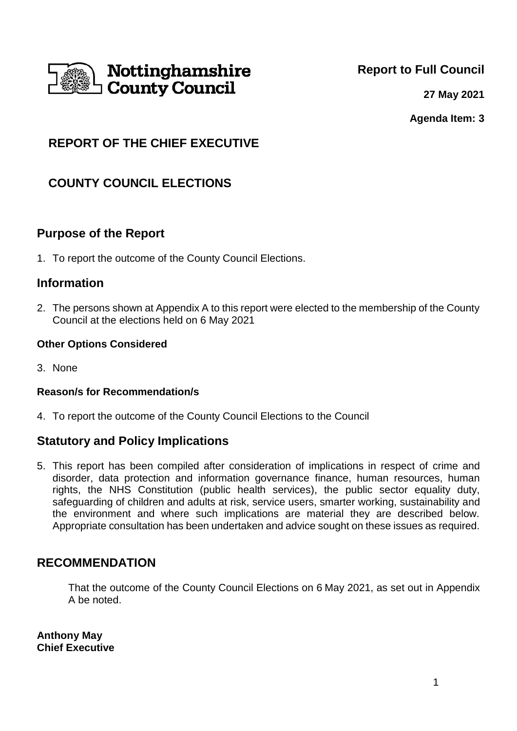Nottinghamshire County Council

**Report to Full Council**

**27 May 2021**

**Agenda Item: 3**

## REPORT OF THE CHIEF EXECUTIVE

## COUNTY COUNCIL ELECTIONS

## Purpose of the Report

1. To report the outcome of the County Council Elections.

## Information

2. The persons shown at Appendix A to this report were elected to the membership of the County Council at the elections held on 6 May 2021

### Other Options Considered

3. None

### Reason/s for Recommendation/s

4. To report the outcome of the County Council Elections to the Council

## Statutory and Policy Implications

5. This report has been compiled after consideration of implications in respect of crime and disorder, data protection and information governance finance, human resources, human rights, the NHS Constitution (public health services), the public sector equality duty, safeguarding of children and adults at risk, service users, smarter working, sustainability and the environment and where such implications are material they are described below. Appropriate consultation has been undertaken and advice sought on these issues as required.

## RECOMMENDATION

That the outcome of the County Council Elections on 6 May 2021, as set out in Appendix A be noted.

**Anthony May**
**Chief Executive**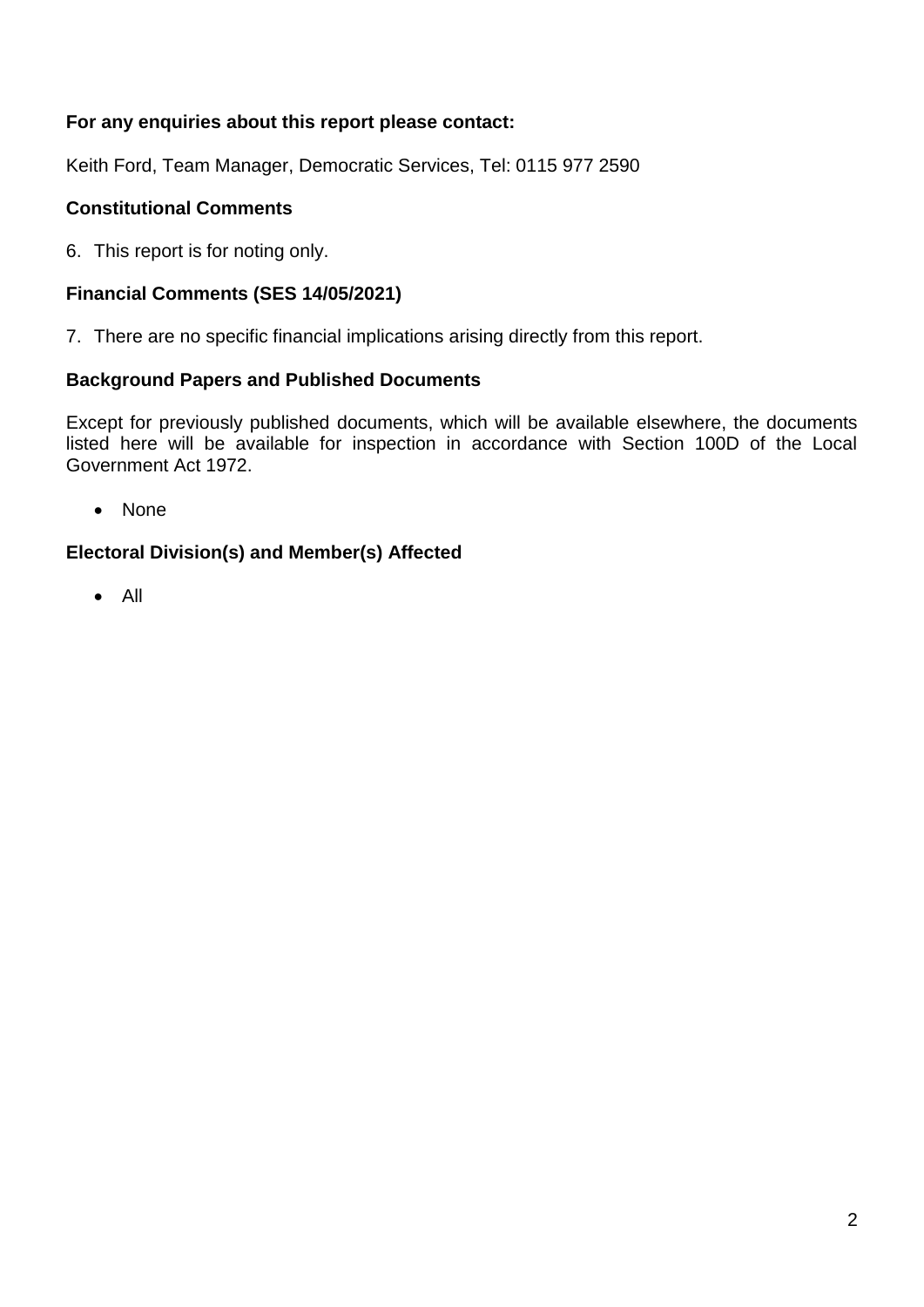**For any enquiries about this report please contact:**

Keith Ford, Team Manager, Democratic Services, Tel: 0115 977 2590

**Constitutional Comments**

6. This report is for noting only.

**Financial Comments (SES 14/05/2021)**

7. There are no specific financial implications arising directly from this report.

**Background Papers and Published Documents**

Except for previously published documents, which will be available elsewhere, the documents listed here will be available for inspection in accordance with Section 100D of the Local Government Act 1972.

- None

**Electoral Division(s) and Member(s) Affected**

- All